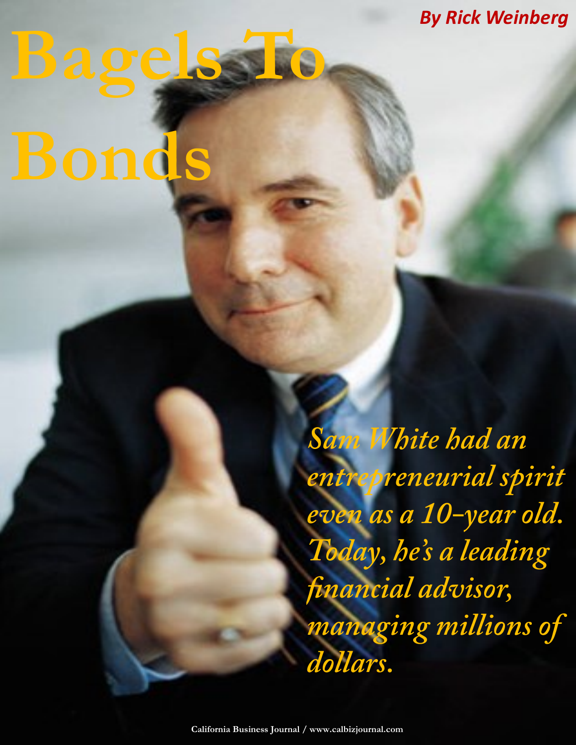# Bagels To Bonds

***By Rick Weinberg***

*Sam White had an entrepreneurial spirit even as a 10-year old. Today, he's a leading financial advisor, managing millions of dollars.*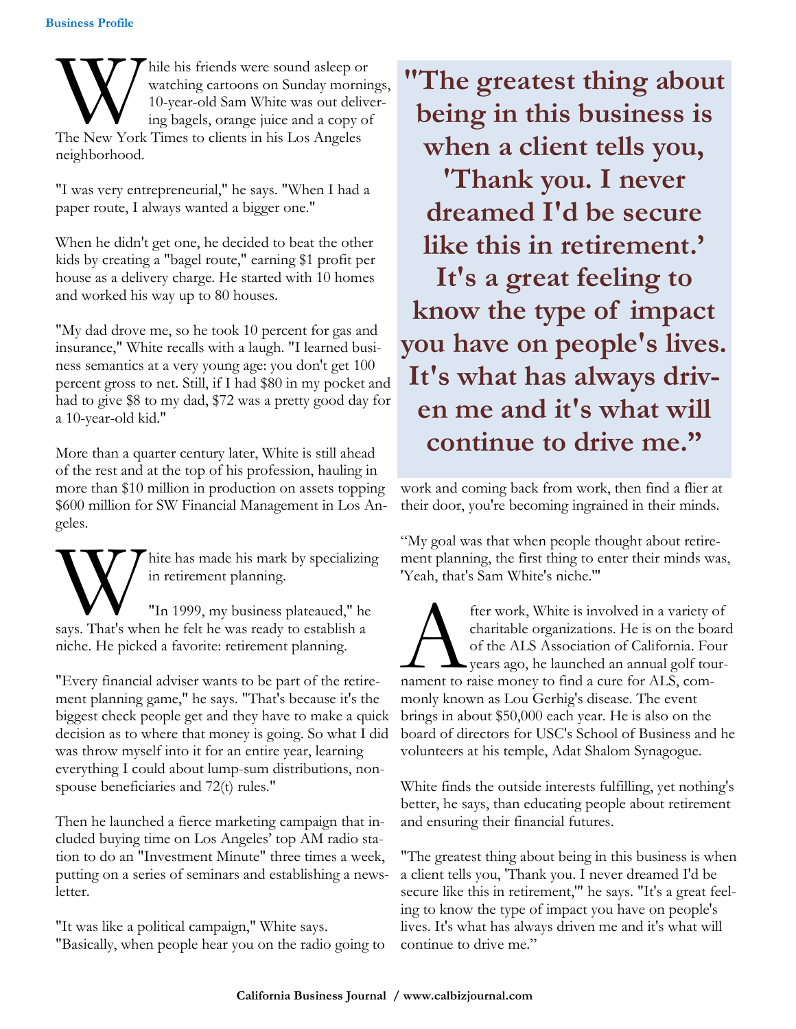Business Profile

While his friends were sound asleep or watching cartoons on Sunday mornings, 10-year-old Sam White was out delivering bagels, orange juice and a copy of The New York Times to clients in his Los Angeles neighborhood.

"I was very entrepreneurial," he says. "When I had a paper route, I always wanted a bigger one."

When he didn't get one, he decided to beat the other kids by creating a "bagel route," earning $1 profit per house as a delivery charge. He started with 10 homes and worked his way up to 80 houses.

"My dad drove me, so he took 10 percent for gas and insurance," White recalls with a laugh. "I learned business semantics at a very young age: you don't get 100 percent gross to net. Still, if I had $80 in my pocket and had to give $8 to my dad, $72 was a pretty good day for a 10-year-old kid."

More than a quarter century later, White is still ahead of the rest and at the top of his profession, hauling in more than $10 million in production on assets topping $600 million for SW Financial Management in Los Angeles.

White has made his mark by specializing in retirement planning.

"In 1999, my business plateaued," he says. That's when he felt he was ready to establish a niche. He picked a favorite: retirement planning.

"Every financial adviser wants to be part of the retirement planning game," he says. "That's because it's the biggest check people get and they have to make a quick decision as to where that money is going. So what I did was throw myself into it for an entire year, learning everything I could about lump-sum distributions, non-spouse beneficiaries and 72(t) rules."

Then he launched a fierce marketing campaign that included buying time on Los Angeles' top AM radio station to do an "Investment Minute" three times a week, putting on a series of seminars and establishing a newsletter.

"It was like a political campaign," White says. "Basically, when people hear you on the radio going to work and coming back from work, then find a flier at their door, you're becoming ingrained in their minds.

"My goal was that when people thought about retirement planning, the first thing to enter their minds was, 'Yeah, that's Sam White's niche.'"

> **"The greatest thing about being in this business is when a client tells you, 'Thank you. I never dreamed I'd be secure like this in retirement.' It's a great feeling to know the type of impact you have on people's lives. It's what has always driven me and it's what will continue to drive me."**

After work, White is involved in a variety of charitable organizations. He is on the board of the ALS Association of California. Four years ago, he launched an annual golf tournament to raise money to find a cure for ALS, commonly known as Lou Gerhig's disease. The event brings in about $50,000 each year. He is also on the board of directors for USC's School of Business and he volunteers at his temple, Adat Shalom Synagogue.

White finds the outside interests fulfilling, yet nothing's better, he says, than educating people about retirement and ensuring their financial futures.

"The greatest thing about being in this business is when a client tells you, 'Thank you. I never dreamed I'd be secure like this in retirement,'" he says. "It's a great feeling to know the type of impact you have on people's lives. It's what has always driven me and it's what will continue to drive me."